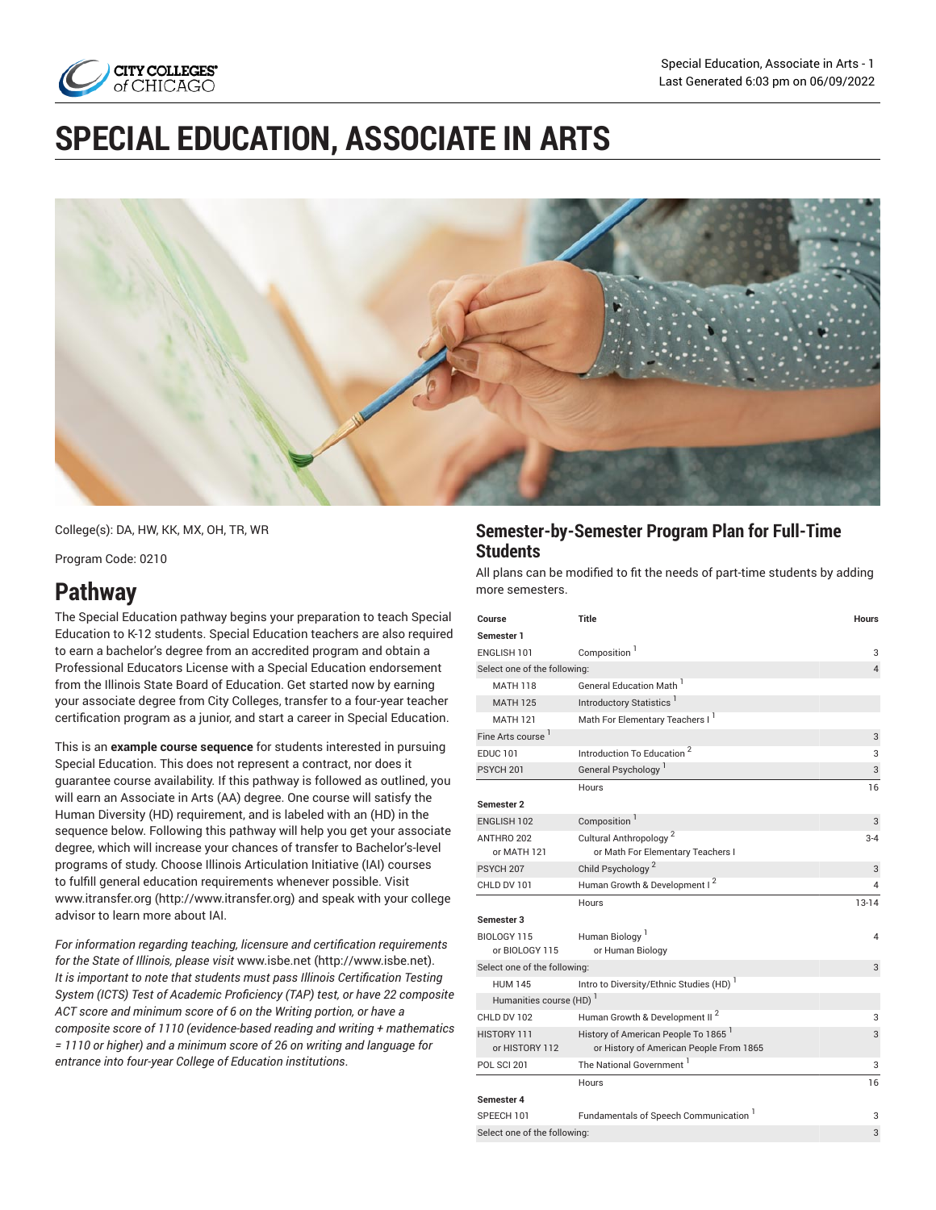# SPECIAL EDUCATION, ASSOCIATE IN ARTS

College(s): DA, HW, KK, MX, OH, TR, WR

Program Code: 0210

## Pathway

The Special Education pathway begins your preparation to teach Special Education to K-12 students. Special Education teachers are also required to earn a bachelor's degree from an accredited program and obtain a Professional Educators License with a Special Education endorsement from the Illinois State Board of Education. Get started now by earning your associate degree from City Colleges, transfer to a four-year teacher certification program as a junior, and start a career in Special Education.

This is an **example course sequence** for students interested in pursuing Special Education. This does not represent a contract, nor does it guarantee course availability. If this pathway is followed as outlined, you will earn an Associate in Arts (AA) degree. One course will satisfy the Human Diversity (HD) requirement, and is labeled with an (HD) in the sequence below. Following this pathway will help you get your associate degree, which will increase your chances of transfer to Bachelor's-level programs of study. Choose Illinois Articulation Initiative (IAI) courses to fulfill general education requirements whenever possible. Visit www.itransfer.org (http://www.itransfer.org) and speak with your college advisor to learn more about IAI.

*For information regarding teaching, licensure and certification requirements for the State of Illinois, please visit* www.isbe.net (http://www.isbe.net)*. It is important to note that students must pass Illinois Certification Testing System (ICTS) Test of Academic Proficiency (TAP) test, or have 22 composite ACT score and minimum score of 6 on the Writing portion, or have a composite score of 1110 (evidence-based reading and writing + mathematics = 1110 or higher) and a minimum score of 26 on writing and language for entrance into four-year College of Education institutions.*

## Semester-by-Semester Program Plan for Full-Time Students

All plans can be modified to fit the needs of part-time students by adding more semesters.

| Course | Title | Hours |
|---|---|---|
| **Semester 1** | | |
| ENGLISH 101 | Composition [1] | 3 |
| Select one of the following: | | 4 |
| MATH 118 | General Education Math [1] | |
| MATH 125 | Introductory Statistics [1] | |
| MATH 121 | Math For Elementary Teachers I [1] | |
| Fine Arts course [1] | | 3 |
| EDUC 101 | Introduction To Education [2] | 3 |
| PSYCH 201 | General Psychology [1] | 3 |
| | Hours | 16 |
| **Semester 2** | | |
| ENGLISH 102 | Composition [1] | 3 |
| ANTHRO 202 or MATH 121 | Cultural Anthropology [2] or Math For Elementary Teachers I | 3-4 |
| PSYCH 207 | Child Psychology [2] | 3 |
| CHLD DV 101 | Human Growth & Development I [2] | 4 |
| | Hours | 13-14 |
| **Semester 3** | | |
| BIOLOGY 115 or BIOLOGY 115 | Human Biology [1] or Human Biology | 4 |
| Select one of the following: | | 3 |
| HUM 145 | Intro to Diversity/Ethnic Studies (HD) [1] | |
| Humanities course (HD) [1] | | |
| CHLD DV 102 | Human Growth & Development II [2] | 3 |
| HISTORY 111 or HISTORY 112 | History of American People To 1865 [1] or History of American People From 1865 | 3 |
| POL SCI 201 | The National Government [1] | 3 |
| | Hours | 16 |
| **Semester 4** | | |
| SPEECH 101 | Fundamentals of Speech Communication [1] | 3 |
| Select one of the following: | | 3 |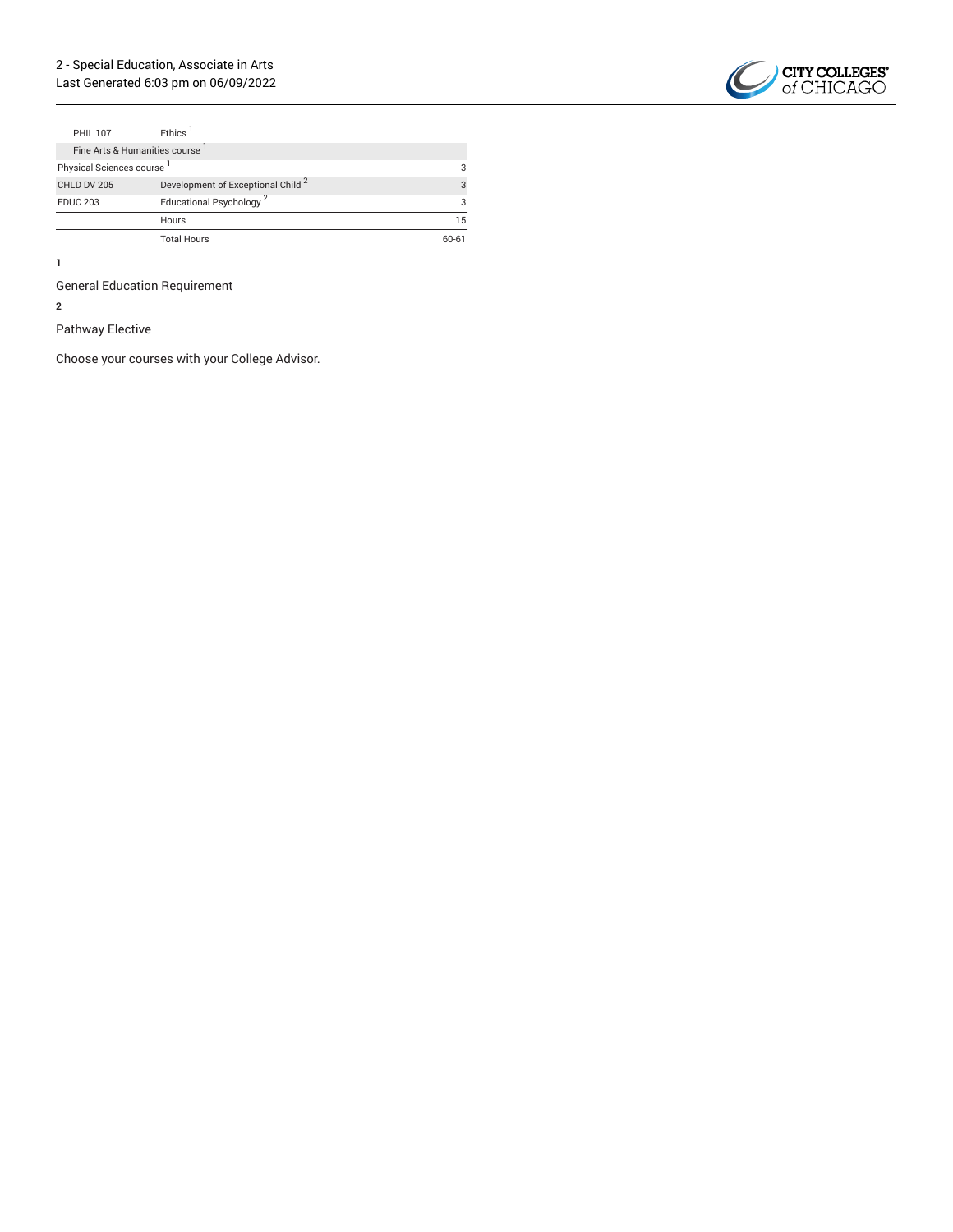| | | |
|---|---|---|
| PHIL 107 | Ethics [1] | |
| Fine Arts & Humanities course [1] | | |
| Physical Sciences course [1] | | 3 |
| CHLD DV 205 | Development of Exceptional Child [2] | 3 |
| EDUC 203 | Educational Psychology [2] | 3 |
| | Hours | 15 |
| | Total Hours | 60-61 |

**1**

General Education Requirement

**2**

Pathway Elective

Choose your courses with your College Advisor.